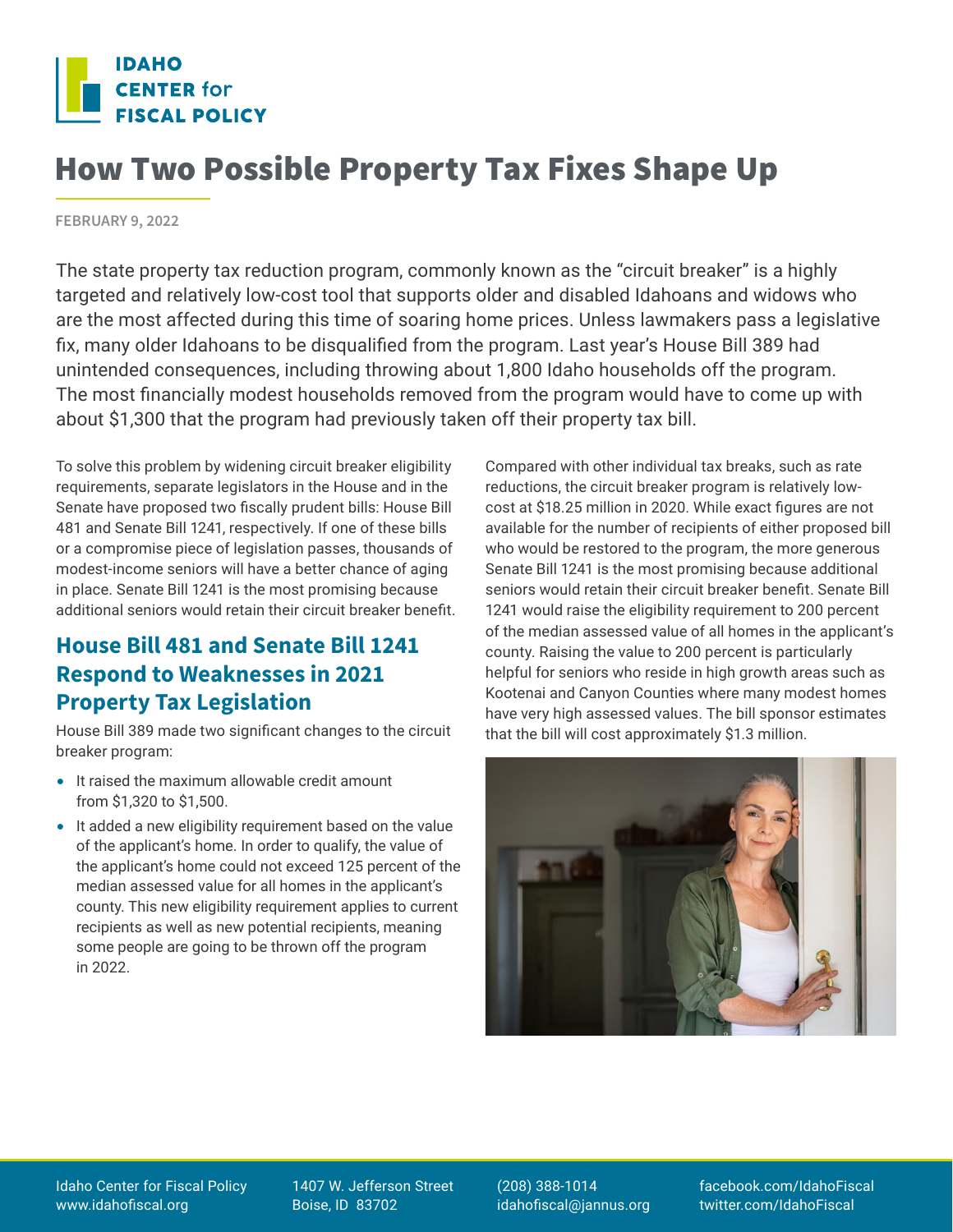IDAHO CENTER for FISCAL POLICY

# How Two Possible Property Tax Fixes Shape Up

FEBRUARY 9, 2022

The state property tax reduction program, commonly known as the "circuit breaker" is a highly targeted and relatively low-cost tool that supports older and disabled Idahoans and widows who are the most affected during this time of soaring home prices. Unless lawmakers pass a legislative fix, many older Idahoans to be disqualified from the program. Last year's House Bill 389 had unintended consequences, including throwing about 1,800 Idaho households off the program. The most financially modest households removed from the program would have to come up with about $1,300 that the program had previously taken off their property tax bill.

To solve this problem by widening circuit breaker eligibility requirements, separate legislators in the House and in the Senate have proposed two fiscally prudent bills: House Bill 481 and Senate Bill 1241, respectively. If one of these bills or a compromise piece of legislation passes, thousands of modest-income seniors will have a better chance of aging in place. Senate Bill 1241 is the most promising because additional seniors would retain their circuit breaker benefit.

## House Bill 481 and Senate Bill 1241 Respond to Weaknesses in 2021 Property Tax Legislation

House Bill 389 made two significant changes to the circuit breaker program:

- It raised the maximum allowable credit amount from $1,320 to $1,500.
- It added a new eligibility requirement based on the value of the applicant's home. In order to qualify, the value of the applicant's home could not exceed 125 percent of the median assessed value for all homes in the applicant's county. This new eligibility requirement applies to current recipients as well as new potential recipients, meaning some people are going to be thrown off the program in 2022.

Compared with other individual tax breaks, such as rate reductions, the circuit breaker program is relatively low-cost at $18.25 million in 2020. While exact figures are not available for the number of recipients of either proposed bill who would be restored to the program, the more generous Senate Bill 1241 is the most promising because additional seniors would retain their circuit breaker benefit. Senate Bill 1241 would raise the eligibility requirement to 200 percent of the median assessed value of all homes in the applicant's county. Raising the value to 200 percent is particularly helpful for seniors who reside in high growth areas such as Kootenai and Canyon Counties where many modest homes have very high assessed values. The bill sponsor estimates that the bill will cost approximately $1.3 million.

Idaho Center for Fiscal Policy
www.idahofiscal.org

1407 W. Jefferson Street
Boise, ID 83702

(208) 388-1014
idahofiscal@jannus.org

facebook.com/IdahoFiscal
twitter.com/IdahoFiscal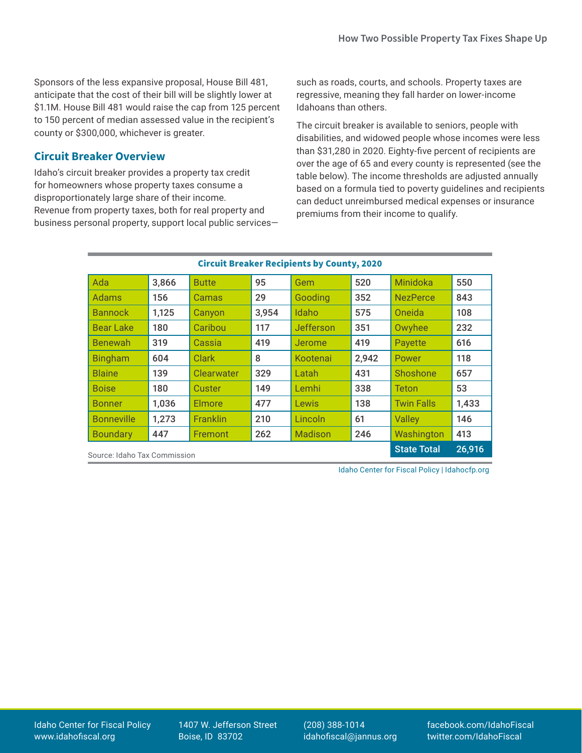Sponsors of the less expansive proposal, House Bill 481, anticipate that the cost of their bill will be slightly lower at $1.1M. House Bill 481 would raise the cap from 125 percent to 150 percent of median assessed value in the recipient's county or $300,000, whichever is greater.

## Circuit Breaker Overview

Idaho's circuit breaker provides a property tax credit for homeowners whose property taxes consume a disproportionately large share of their income. Revenue from property taxes, both for real property and business personal property, support local public services—such as roads, courts, and schools. Property taxes are regressive, meaning they fall harder on lower-income Idahoans than others.

The circuit breaker is available to seniors, people with disabilities, and widowed people whose incomes were less than $31,280 in 2020. Eighty-five percent of recipients are over the age of 65 and every county is represented (see the table below). The income thresholds are adjusted annually based on a formula tied to poverty guidelines and recipients can deduct unreimbursed medical expenses or insurance premiums from their income to qualify.

**Circuit Breaker Recipients by County, 2020**

| | | | | | | | |
|---|---|---|---|---|---|---|---|
| Ada | 3,866 | Butte | 95 | Gem | 520 | Minidoka | 550 |
| Adams | 156 | Camas | 29 | Gooding | 352 | NezPerce | 843 |
| Bannock | 1,125 | Canyon | 3,954 | Idaho | 575 | Oneida | 108 |
| Bear Lake | 180 | Caribou | 117 | Jefferson | 351 | Owyhee | 232 |
| Benewah | 319 | Cassia | 419 | Jerome | 419 | Payette | 616 |
| Bingham | 604 | Clark | 8 | Kootenai | 2,942 | Power | 118 |
| Blaine | 139 | Clearwater | 329 | Latah | 431 | Shoshone | 657 |
| Boise | 180 | Custer | 149 | Lemhi | 338 | Teton | 53 |
| Bonner | 1,036 | Elmore | 477 | Lewis | 138 | Twin Falls | 1,433 |
| Bonneville | 1,273 | Franklin | 210 | Lincoln | 61 | Valley | 146 |
| Boundary | 447 | Fremont | 262 | Madison | 246 | Washington | 413 |
| | | | | | | State Total | 26,916 |

Source: Idaho Tax Commission

Idaho Center for Fiscal Policy | Idahocfp.org